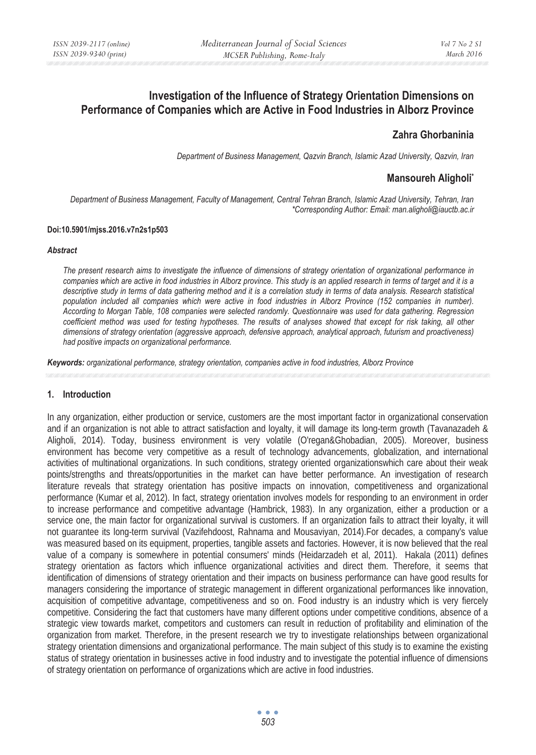# Investigation of the Influence of Strategy Orientation Dimensions on Performance of Companies which are Active in Food Industries in Alborz Province

## Zahra Ghorbaninia

*Department of Business Management, Qazvin Branch, Islamic Azad University, Qazvin, Iran*

## Mansoureh Aligholi*

*Department of Business Management, Faculty of Management, Central Tehran Branch, Islamic Azad University, Tehran, Iran*
*\*Corresponding Author: Email: man.aligholi@iauctb.ac.ir*

**Doi:10.5901/mjss.2016.v7n2s1p503**

***Abstract***

*The present research aims to investigate the influence of dimensions of strategy orientation of organizational performance in companies which are active in food industries in Alborz province. This study is an applied research in terms of target and it is a descriptive study in terms of data gathering method and it is a correlation study in terms of data analysis. Research statistical population included all companies which were active in food industries in Alborz Province (152 companies in number). According to Morgan Table, 108 companies were selected randomly. Questionnaire was used for data gathering. Regression coefficient method was used for testing hypotheses. The results of analyses showed that except for risk taking, all other dimensions of strategy orientation (aggressive approach, defensive approach, analytical approach, futurism and proactiveness) had positive impacts on organizational performance.*

***Keywords:*** *organizational performance, strategy orientation, companies active in food industries, Alborz Province*

## 1. Introduction

In any organization, either production or service, customers are the most important factor in organizational conservation and if an organization is not able to attract satisfaction and loyalty, it will damage its long-term growth (Tavanazadeh & Aligholi, 2014). Today, business environment is very volatile (O'regan&Ghobadian, 2005). Moreover, business environment has become very competitive as a result of technology advancements, globalization, and international activities of multinational organizations. In such conditions, strategy oriented organizationswhich care about their weak points/strengths and threats/opportunities in the market can have better performance. An investigation of research literature reveals that strategy orientation has positive impacts on innovation, competitiveness and organizational performance (Kumar et al, 2012). In fact, strategy orientation involves models for responding to an environment in order to increase performance and competitive advantage (Hambrick, 1983). In any organization, either a production or a service one, the main factor for organizational survival is customers. If an organization fails to attract their loyalty, it will not guarantee its long-term survival (Vazifehdoost, Rahnama and Mousaviyan, 2014).For decades, a company's value was measured based on its equipment, properties, tangible assets and factories. However, it is now believed that the real value of a company is somewhere in potential consumers' minds (Heidarzadeh et al, 2011). Hakala (2011) defines strategy orientation as factors which influence organizational activities and direct them. Therefore, it seems that identification of dimensions of strategy orientation and their impacts on business performance can have good results for managers considering the importance of strategic management in different organizational performances like innovation, acquisition of competitive advantage, competitiveness and so on. Food industry is an industry which is very fiercely competitive. Considering the fact that customers have many different options under competitive conditions, absence of a strategic view towards market, competitors and customers can result in reduction of profitability and elimination of the organization from market. Therefore, in the present research we try to investigate relationships between organizational strategy orientation dimensions and organizational performance. The main subject of this study is to examine the existing status of strategy orientation in businesses active in food industry and to investigate the potential influence of dimensions of strategy orientation on performance of organizations which are active in food industries.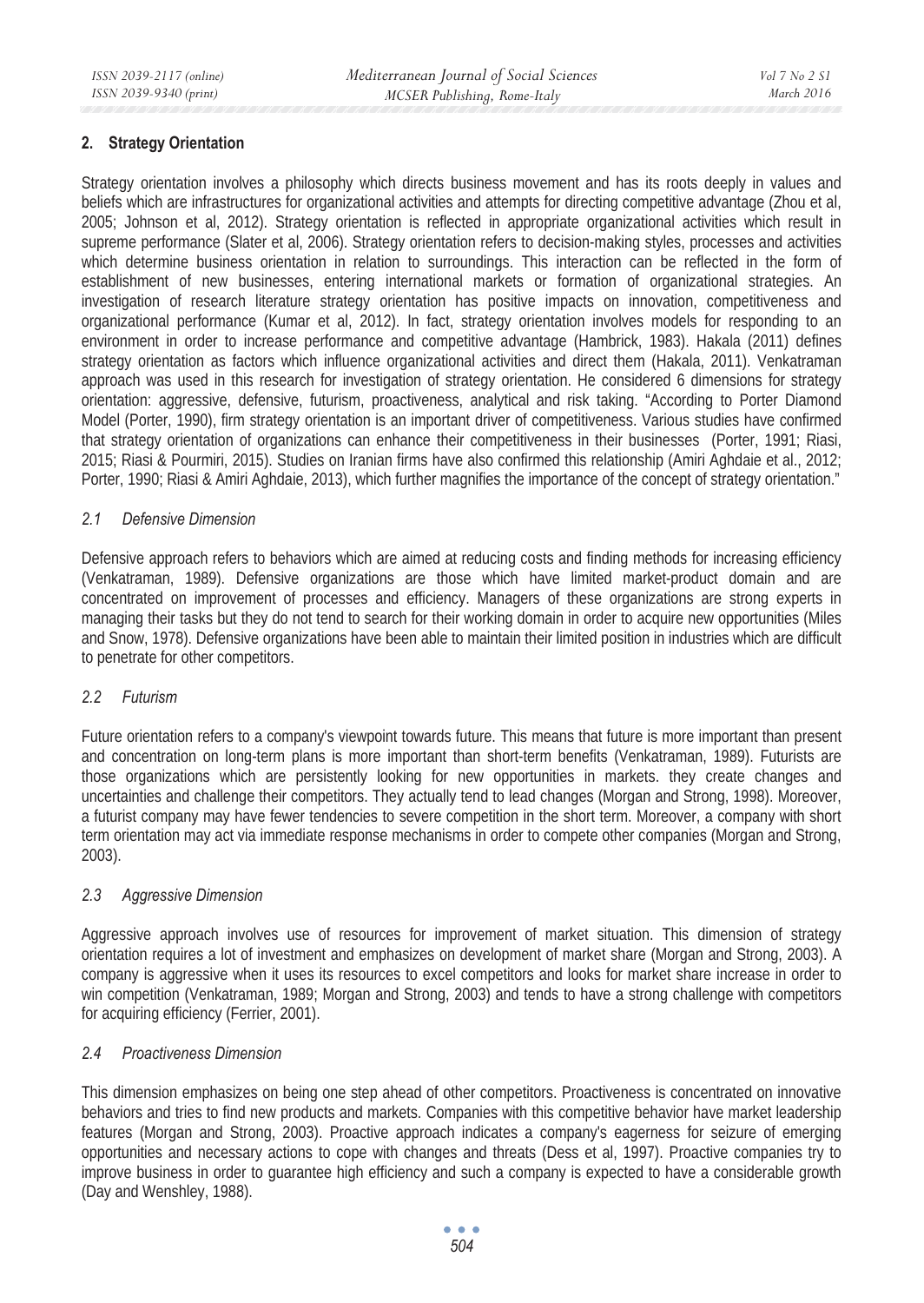## 2. Strategy Orientation

Strategy orientation involves a philosophy which directs business movement and has its roots deeply in values and beliefs which are infrastructures for organizational activities and attempts for directing competitive advantage (Zhou et al, 2005; Johnson et al, 2012). Strategy orientation is reflected in appropriate organizational activities which result in supreme performance (Slater et al, 2006). Strategy orientation refers to decision-making styles, processes and activities which determine business orientation in relation to surroundings. This interaction can be reflected in the form of establishment of new businesses, entering international markets or formation of organizational strategies. An investigation of research literature strategy orientation has positive impacts on innovation, competitiveness and organizational performance (Kumar et al, 2012). In fact, strategy orientation involves models for responding to an environment in order to increase performance and competitive advantage (Hambrick, 1983). Hakala (2011) defines strategy orientation as factors which influence organizational activities and direct them (Hakala, 2011). Venkatraman approach was used in this research for investigation of strategy orientation. He considered 6 dimensions for strategy orientation: aggressive, defensive, futurism, proactiveness, analytical and risk taking. "According to Porter Diamond Model (Porter, 1990), firm strategy orientation is an important driver of competitiveness. Various studies have confirmed that strategy orientation of organizations can enhance their competitiveness in their businesses (Porter, 1991; Riasi, 2015; Riasi & Pourmiri, 2015). Studies on Iranian firms have also confirmed this relationship (Amiri Aghdaie et al., 2012; Porter, 1990; Riasi & Amiri Aghdaie, 2013), which further magnifies the importance of the concept of strategy orientation."

### *2.1 Defensive Dimension*

Defensive approach refers to behaviors which are aimed at reducing costs and finding methods for increasing efficiency (Venkatraman, 1989). Defensive organizations are those which have limited market-product domain and are concentrated on improvement of processes and efficiency. Managers of these organizations are strong experts in managing their tasks but they do not tend to search for their working domain in order to acquire new opportunities (Miles and Snow, 1978). Defensive organizations have been able to maintain their limited position in industries which are difficult to penetrate for other competitors.

### *2.2 Futurism*

Future orientation refers to a company's viewpoint towards future. This means that future is more important than present and concentration on long-term plans is more important than short-term benefits (Venkatraman, 1989). Futurists are those organizations which are persistently looking for new opportunities in markets. they create changes and uncertainties and challenge their competitors. They actually tend to lead changes (Morgan and Strong, 1998). Moreover, a futurist company may have fewer tendencies to severe competition in the short term. Moreover, a company with short term orientation may act via immediate response mechanisms in order to compete other companies (Morgan and Strong, 2003).

### *2.3 Aggressive Dimension*

Aggressive approach involves use of resources for improvement of market situation. This dimension of strategy orientation requires a lot of investment and emphasizes on development of market share (Morgan and Strong, 2003). A company is aggressive when it uses its resources to excel competitors and looks for market share increase in order to win competition (Venkatraman, 1989; Morgan and Strong, 2003) and tends to have a strong challenge with competitors for acquiring efficiency (Ferrier, 2001).

### *2.4 Proactiveness Dimension*

This dimension emphasizes on being one step ahead of other competitors. Proactiveness is concentrated on innovative behaviors and tries to find new products and markets. Companies with this competitive behavior have market leadership features (Morgan and Strong, 2003). Proactive approach indicates a company's eagerness for seizure of emerging opportunities and necessary actions to cope with changes and threats (Dess et al, 1997). Proactive companies try to improve business in order to guarantee high efficiency and such a company is expected to have a considerable growth (Day and Wenshley, 1988).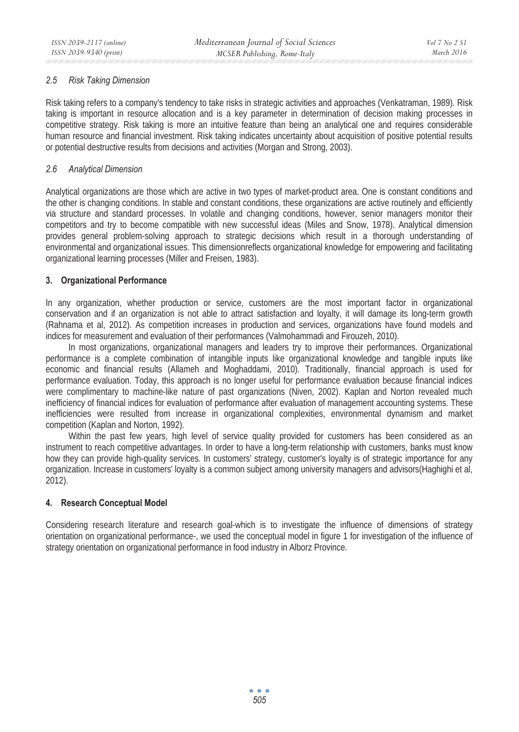### *2.5 Risk Taking Dimension*

Risk taking refers to a company's tendency to take risks in strategic activities and approaches (Venkatraman, 1989). Risk taking is important in resource allocation and is a key parameter in determination of decision making processes in competitive strategy. Risk taking is more an intuitive feature than being an analytical one and requires considerable human resource and financial investment. Risk taking indicates uncertainty about acquisition of positive potential results or potential destructive results from decisions and activities (Morgan and Strong, 2003).

### *2.6 Analytical Dimension*

Analytical organizations are those which are active in two types of market-product area. One is constant conditions and the other is changing conditions. In stable and constant conditions, these organizations are active routinely and efficiently via structure and standard processes. In volatile and changing conditions, however, senior managers monitor their competitors and try to become compatible with new successful ideas (Miles and Snow, 1978). Analytical dimension provides general problem-solving approach to strategic decisions which result in a thorough understanding of environmental and organizational issues. This dimensionreflects organizational knowledge for empowering and facilitating organizational learning processes (Miller and Freisen, 1983).

## 3. Organizational Performance

In any organization, whether production or service, customers are the most important factor in organizational conservation and if an organization is not able to attract satisfaction and loyalty, it will damage its long-term growth (Rahnama et al, 2012). As competition increases in production and services, organizations have found models and indices for measurement and evaluation of their performances (Valmohammadi and Firouzeh, 2010).

In most organizations, organizational managers and leaders try to improve their performances. Organizational performance is a complete combination of intangible inputs like organizational knowledge and tangible inputs like economic and financial results (Allameh and Moghaddami, 2010). Traditionally, financial approach is used for performance evaluation. Today, this approach is no longer useful for performance evaluation because financial indices were complimentary to machine-like nature of past organizations (Niven, 2002). Kaplan and Norton revealed much inefficiency of financial indices for evaluation of performance after evaluation of management accounting systems. These inefficiencies were resulted from increase in organizational complexities, environmental dynamism and market competition (Kaplan and Norton, 1992).

Within the past few years, high level of service quality provided for customers has been considered as an instrument to reach competitive advantages. In order to have a long-term relationship with customers, banks must know how they can provide high-quality services. In customers' strategy, customer's loyalty is of strategic importance for any organization. Increase in customers' loyalty is a common subject among university managers and advisors(Haghighi et al, 2012).

## 4. Research Conceptual Model

Considering research literature and research goal-which is to investigate the influence of dimensions of strategy orientation on organizational performance-, we used the conceptual model in figure 1 for investigation of the influence of strategy orientation on organizational performance in food industry in Alborz Province.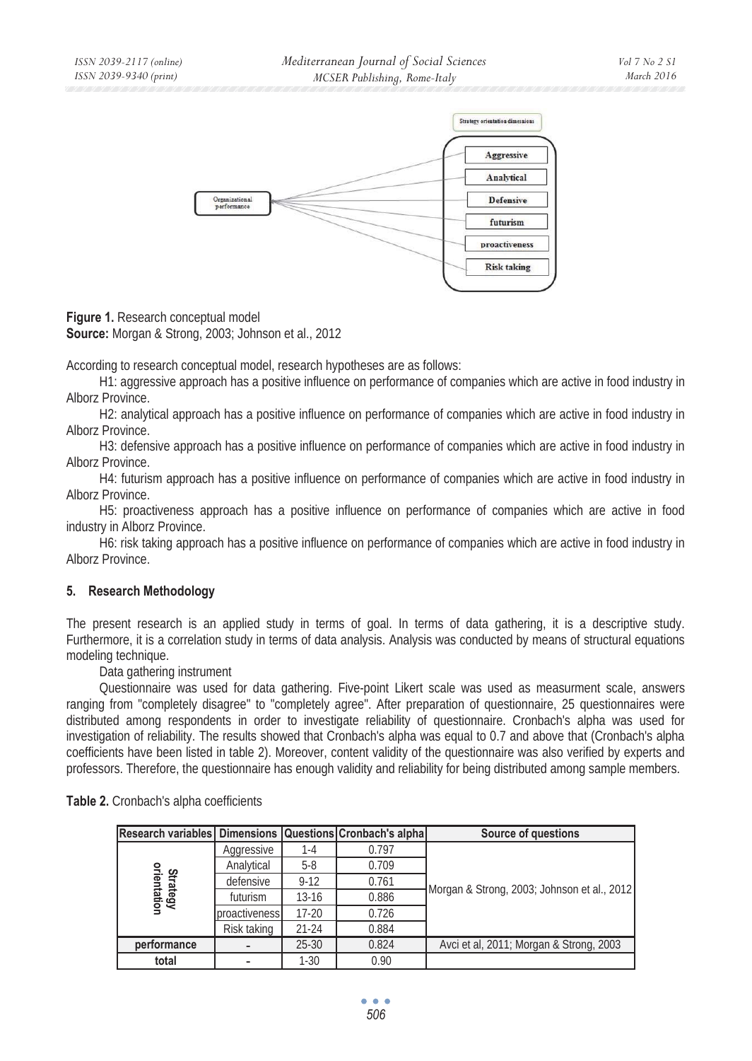**Figure 1.** Research conceptual model
**Source:** Morgan & Strong, 2003; Johnson et al., 2012

According to research conceptual model, research hypotheses are as follows:

H1: aggressive approach has a positive influence on performance of companies which are active in food industry in Alborz Province.

H2: analytical approach has a positive influence on performance of companies which are active in food industry in Alborz Province.

H3: defensive approach has a positive influence on performance of companies which are active in food industry in Alborz Province.

H4: futurism approach has a positive influence on performance of companies which are active in food industry in Alborz Province.

H5: proactiveness approach has a positive influence on performance of companies which are active in food industry in Alborz Province.

H6: risk taking approach has a positive influence on performance of companies which are active in food industry in Alborz Province.

## 5. Research Methodology

The present research is an applied study in terms of goal. In terms of data gathering, it is a descriptive study. Furthermore, it is a correlation study in terms of data analysis. Analysis was conducted by means of structural equations modeling technique.

Data gathering instrument

Questionnaire was used for data gathering. Five-point Likert scale was used as measurment scale, answers ranging from "completely disagree" to "completely agree". After preparation of questionnaire, 25 questionnaires were distributed among respondents in order to investigate reliability of questionnaire. Cronbach's alpha was used for investigation of reliability. The results showed that Cronbach's alpha was equal to 0.7 and above that (Cronbach's alpha coefficients have been listed in table 2). Moreover, content validity of the questionnaire was also verified by experts and professors. Therefore, the questionnaire has enough validity and reliability for being distributed among sample members.

**Table 2.** Cronbach's alpha coefficients

| Research variables | Dimensions | Questions | Cronbach's alpha | Source of questions |
|---|---|---|---|---|
| Strategy orientation | Aggressive | 1-4 | 0.797 | Morgan & Strong, 2003; Johnson et al., 2012 |
| | Analytical | 5-8 | 0.709 | |
| | defensive | 9-12 | 0.761 | |
| | futurism | 13-16 | 0.886 | |
| | proactiveness | 17-20 | 0.726 | |
| | Risk taking | 21-24 | 0.884 | |
| performance | - | 25-30 | 0.824 | Avci et al, 2011; Morgan & Strong, 2003 |
| total | - | 1-30 | 0.90 | |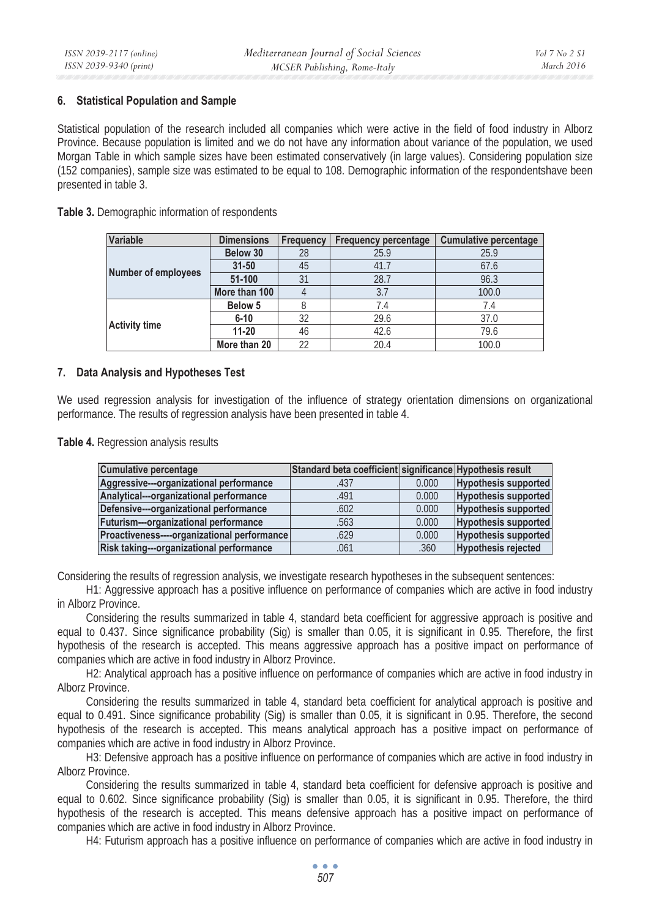## 6. Statistical Population and Sample

Statistical population of the research included all companies which were active in the field of food industry in Alborz Province. Because population is limited and we do not have any information about variance of the population, we used Morgan Table in which sample sizes have been estimated conservatively (in large values). Considering population size (152 companies), sample size was estimated to be equal to 108. Demographic information of the respondentshave been presented in table 3.

**Table 3.** Demographic information of respondents

| Variable | Dimensions | Frequency | Frequency percentage | Cumulative percentage |
|---|---|---|---|---|
| Number of employees | Below 30 | 28 | 25.9 | 25.9 |
| | 31-50 | 45 | 41.7 | 67.6 |
| | 51-100 | 31 | 28.7 | 96.3 |
| | More than 100 | 4 | 3.7 | 100.0 |
| Activity time | Below 5 | 8 | 7.4 | 7.4 |
| | 6-10 | 32 | 29.6 | 37.0 |
| | 11-20 | 46 | 42.6 | 79.6 |
| | More than 20 | 22 | 20.4 | 100.0 |

## 7. Data Analysis and Hypotheses Test

We used regression analysis for investigation of the influence of strategy orientation dimensions on organizational performance. The results of regression analysis have been presented in table 4.

**Table 4.** Regression analysis results

| Cumulative percentage | Standard beta coefficient | significance | Hypothesis result |
|---|---|---|---|
| Aggressive---organizational performance | .437 | 0.000 | Hypothesis supported |
| Analytical---organizational performance | .491 | 0.000 | Hypothesis supported |
| Defensive---organizational performance | .602 | 0.000 | Hypothesis supported |
| Futurism---organizational performance | .563 | 0.000 | Hypothesis supported |
| Proactiveness----organizational performance | .629 | 0.000 | Hypothesis supported |
| Risk taking---organizational performance | .061 | .360 | Hypothesis rejected |

Considering the results of regression analysis, we investigate research hypotheses in the subsequent sentences:

H1: Aggressive approach has a positive influence on performance of companies which are active in food industry in Alborz Province.

Considering the results summarized in table 4, standard beta coefficient for aggressive approach is positive and equal to 0.437. Since significance probability (Sig) is smaller than 0.05, it is significant in 0.95. Therefore, the first hypothesis of the research is accepted. This means aggressive approach has a positive impact on performance of companies which are active in food industry in Alborz Province.

H2: Analytical approach has a positive influence on performance of companies which are active in food industry in Alborz Province.

Considering the results summarized in table 4, standard beta coefficient for analytical approach is positive and equal to 0.491. Since significance probability (Sig) is smaller than 0.05, it is significant in 0.95. Therefore, the second hypothesis of the research is accepted. This means analytical approach has a positive impact on performance of companies which are active in food industry in Alborz Province.

H3: Defensive approach has a positive influence on performance of companies which are active in food industry in Alborz Province.

Considering the results summarized in table 4, standard beta coefficient for defensive approach is positive and equal to 0.602. Since significance probability (Sig) is smaller than 0.05, it is significant in 0.95. Therefore, the third hypothesis of the research is accepted. This means defensive approach has a positive impact on performance of companies which are active in food industry in Alborz Province.

H4: Futurism approach has a positive influence on performance of companies which are active in food industry in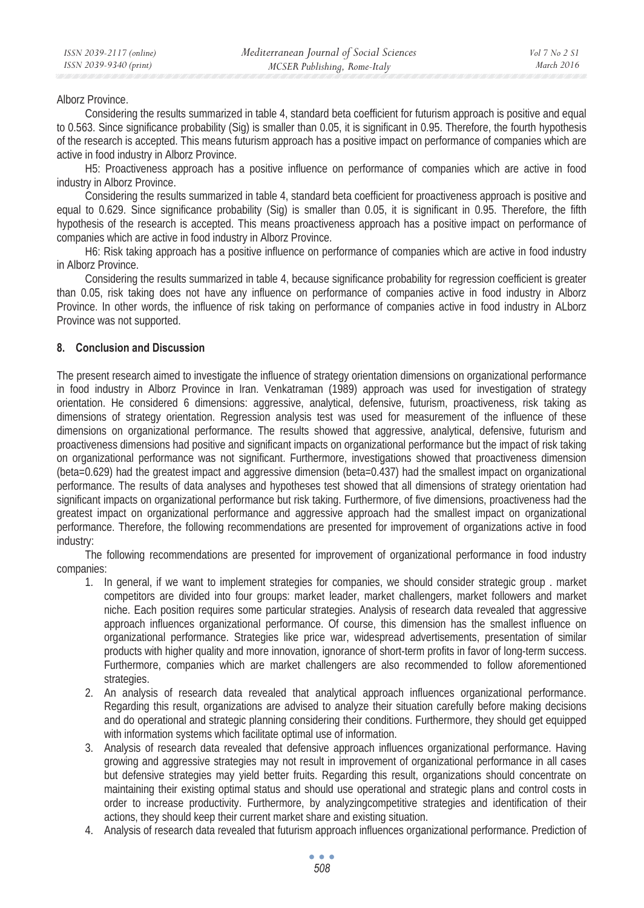Alborz Province.

Considering the results summarized in table 4, standard beta coefficient for futurism approach is positive and equal to 0.563. Since significance probability (Sig) is smaller than 0.05, it is significant in 0.95. Therefore, the fourth hypothesis of the research is accepted. This means futurism approach has a positive impact on performance of companies which are active in food industry in Alborz Province.

H5: Proactiveness approach has a positive influence on performance of companies which are active in food industry in Alborz Province.

Considering the results summarized in table 4, standard beta coefficient for proactiveness approach is positive and equal to 0.629. Since significance probability (Sig) is smaller than 0.05, it is significant in 0.95. Therefore, the fifth hypothesis of the research is accepted. This means proactiveness approach has a positive impact on performance of companies which are active in food industry in Alborz Province.

H6: Risk taking approach has a positive influence on performance of companies which are active in food industry in Alborz Province.

Considering the results summarized in table 4, because significance probability for regression coefficient is greater than 0.05, risk taking does not have any influence on performance of companies active in food industry in Alborz Province. In other words, the influence of risk taking on performance of companies active in food industry in ALborz Province was not supported.

## 8. Conclusion and Discussion

The present research aimed to investigate the influence of strategy orientation dimensions on organizational performance in food industry in Alborz Province in Iran. Venkatraman (1989) approach was used for investigation of strategy orientation. He considered 6 dimensions: aggressive, analytical, defensive, futurism, proactiveness, risk taking as dimensions of strategy orientation. Regression analysis test was used for measurement of the influence of these dimensions on organizational performance. The results showed that aggressive, analytical, defensive, futurism and proactiveness dimensions had positive and significant impacts on organizational performance but the impact of risk taking on organizational performance was not significant. Furthermore, investigations showed that proactiveness dimension (beta=0.629) had the greatest impact and aggressive dimension (beta=0.437) had the smallest impact on organizational performance. The results of data analyses and hypotheses test showed that all dimensions of strategy orientation had significant impacts on organizational performance but risk taking. Furthermore, of five dimensions, proactiveness had the greatest impact on organizational performance and aggressive approach had the smallest impact on organizational performance. Therefore, the following recommendations are presented for improvement of organizations active in food industry:

The following recommendations are presented for improvement of organizational performance in food industry companies:

1. In general, if we want to implement strategies for companies, we should consider strategic group . market competitors are divided into four groups: market leader, market challengers, market followers and market niche. Each position requires some particular strategies. Analysis of research data revealed that aggressive approach influences organizational performance. Of course, this dimension has the smallest influence on organizational performance. Strategies like price war, widespread advertisements, presentation of similar products with higher quality and more innovation, ignorance of short-term profits in favor of long-term success. Furthermore, companies which are market challengers are also recommended to follow aforementioned strategies.
2. An analysis of research data revealed that analytical approach influences organizational performance. Regarding this result, organizations are advised to analyze their situation carefully before making decisions and do operational and strategic planning considering their conditions. Furthermore, they should get equipped with information systems which facilitate optimal use of information.
3. Analysis of research data revealed that defensive approach influences organizational performance. Having growing and aggressive strategies may not result in improvement of organizational performance in all cases but defensive strategies may yield better fruits. Regarding this result, organizations should concentrate on maintaining their existing optimal status and should use operational and strategic plans and control costs in order to increase productivity. Furthermore, by analyzingcompetitive strategies and identification of their actions, they should keep their current market share and existing situation.
4. Analysis of research data revealed that futurism approach influences organizational performance. Prediction of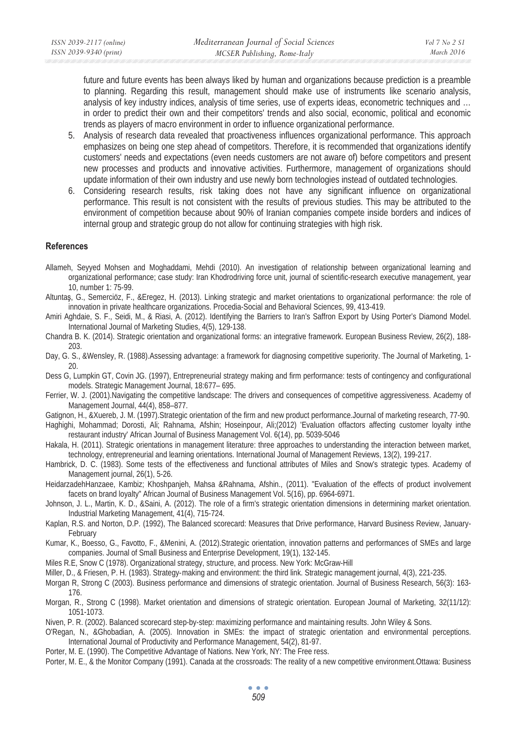future and future events has been always liked by human and organizations because prediction is a preamble to planning. Regarding this result, management should make use of instruments like scenario analysis, analysis of key industry indices, analysis of time series, use of experts ideas, econometric techniques and … in order to predict their own and their competitors' trends and also social, economic, political and economic trends as players of macro environment in order to influence organizational performance.

5. Analysis of research data revealed that proactiveness influences organizational performance. This approach emphasizes on being one step ahead of competitors. Therefore, it is recommended that organizations identify customers' needs and expectations (even needs customers are not aware of) before competitors and present new processes and products and innovative activities. Furthermore, management of organizations should update information of their own industry and use newly born technologies instead of outdated technologies.
6. Considering research results, risk taking does not have any significant influence on organizational performance. This result is not consistent with the results of previous studies. This may be attributed to the environment of competition because about 90% of Iranian companies compete inside borders and indices of internal group and strategic group do not allow for continuing strategies with high risk.

## References

Allameh, Seyyed Mohsen and Moghaddami, Mehdi (2010). An investigation of relationship between organizational learning and organizational performance; case study: Iran Khodrodriving force unit, journal of scientific-research executive management, year 10, number 1: 75-99.

Altuntaş, G., Semerciöz, F., &Eregez, H. (2013). Linking strategic and market orientations to organizational performance: the role of innovation in private healthcare organizations. Procedia-Social and Behavioral Sciences, 99, 413-419.

Amiri Aghdaie, S. F., Seidi, M., & Riasi, A. (2012). Identifying the Barriers to Iran's Saffron Export by Using Porter's Diamond Model. International Journal of Marketing Studies, 4(5), 129-138.

Chandra B. K. (2014). Strategic orientation and organizational forms: an integrative framework. European Business Review, 26(2), 188-203.

Day, G. S., &Wensley, R. (1988).Assessing advantage: a framework for diagnosing competitive superiority. The Journal of Marketing, 1-20.

Dess G, Lumpkin GT, Covin JG. (1997), Entrepreneurial strategy making and firm performance: tests of contingency and configurational models. Strategic Management Journal, 18:677– 695.

Ferrier, W. J. (2001).Navigating the competitive landscape: The drivers and consequences of competitive aggressiveness. Academy of Management Journal, 44(4), 858–877.

Gatignon, H., &Xuereb, J. M. (1997).Strategic orientation of the firm and new product performance.Journal of marketing research, 77-90.

Haghighi, Mohammad; Dorosti, Ali; Rahnama, Afshin; Hoseinpour, Ali;(2012) 'Evaluation offactors affecting customer loyalty inthe restaurant industry' African Journal of Business Management Vol. 6(14), pp. 5039-5046

Hakala, H. (2011). Strategic orientations in management literature: three approaches to understanding the interaction between market, technology, entrepreneurial and learning orientations. International Journal of Management Reviews, 13(2), 199-217.

Hambrick, D. C. (1983). Some tests of the effectiveness and functional attributes of Miles and Snow's strategic types. Academy of Management journal, 26(1), 5-26.

HeidarzadehHanzaee, Kambiz; Khoshpanjeh, Mahsa &Rahnama, Afshin., (2011). "Evaluation of the effects of product involvement facets on brand loyalty" African Journal of Business Management Vol. 5(16), pp. 6964-6971.

Johnson, J. L., Martin, K. D., &Saini, A. (2012). The role of a firm's strategic orientation dimensions in determining market orientation. Industrial Marketing Management, 41(4), 715-724.

Kaplan, R.S. and Norton, D.P. (1992), The Balanced scorecard: Measures that Drive performance, Harvard Business Review, January-February

Kumar, K., Boesso, G., Favotto, F., &Menini, A. (2012).Strategic orientation, innovation patterns and performances of SMEs and large companies. Journal of Small Business and Enterprise Development, 19(1), 132-145.

Miles R.E, Snow C (1978). Organizational strategy, structure, and process. New York: McGraw-Hill

Miller, D., & Friesen, P. H. (1983). Strategy-making and environment: the third link. Strategic management journal, 4(3), 221-235.

Morgan R, Strong C (2003). Business performance and dimensions of strategic orientation. Journal of Business Research, 56(3): 163-176.

Morgan, R., Strong C (1998). Market orientation and dimensions of strategic orientation. European Journal of Marketing, 32(11/12): 1051-1073.

Niven, P. R. (2002). Balanced scorecard step-by-step: maximizing performance and maintaining results. John Wiley & Sons.

O'Regan, N., &Ghobadian, A. (2005). Innovation in SMEs: the impact of strategic orientation and environmental perceptions. International Journal of Productivity and Performance Management, 54(2), 81-97.

Porter, M. E. (1990). The Competitive Advantage of Nations. New York, NY: The Free ress.

Porter, M. E., & the Monitor Company (1991). Canada at the crossroads: The reality of a new competitive environment.Ottawa: Business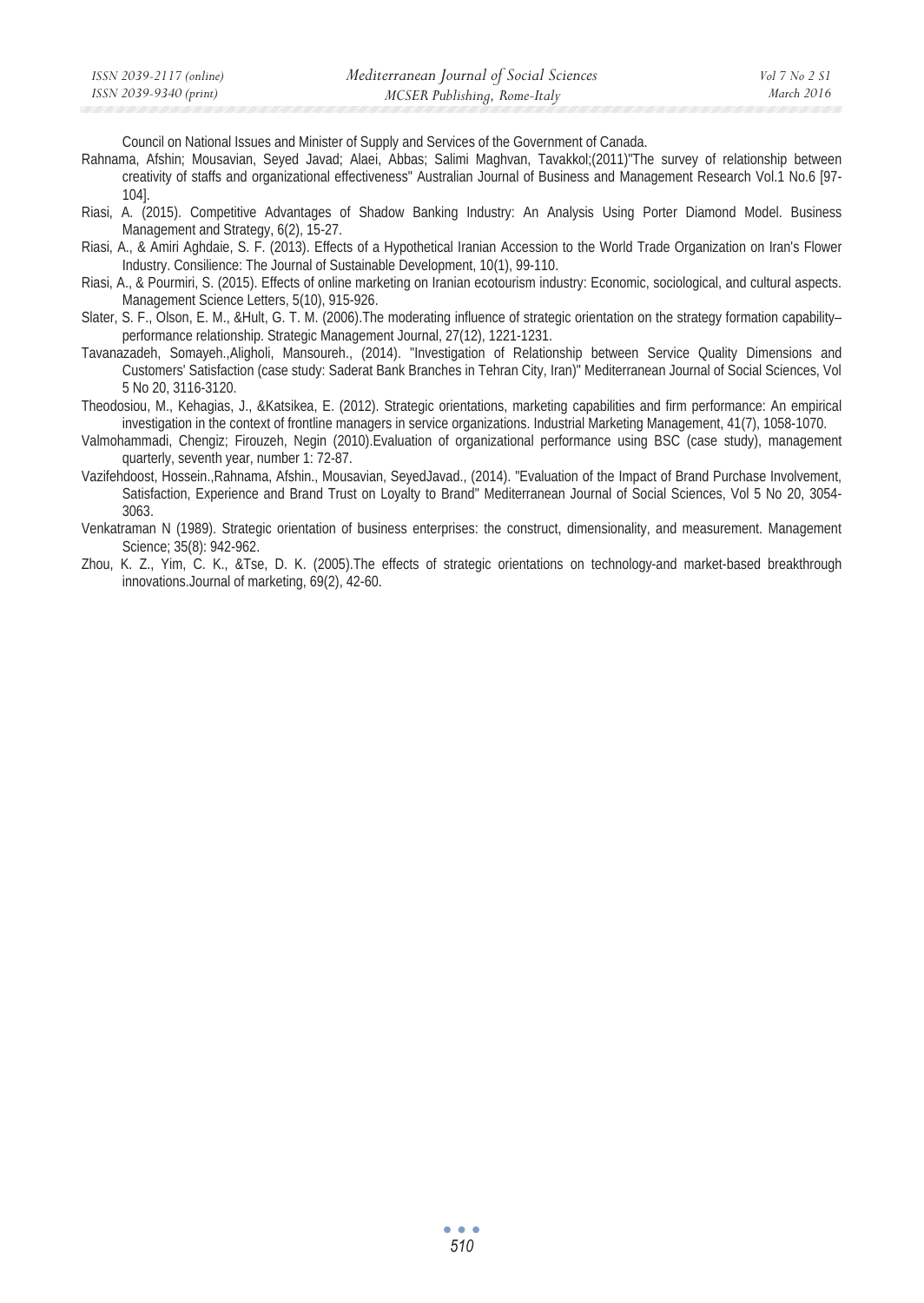Council on National Issues and Minister of Supply and Services of the Government of Canada.

Rahnama, Afshin; Mousavian, Seyed Javad; Alaei, Abbas; Salimi Maghvan, Tavakkol;(2011)"The survey of relationship between creativity of staffs and organizational effectiveness" Australian Journal of Business and Management Research Vol.1 No.6 [97-104].

Riasi, A. (2015). Competitive Advantages of Shadow Banking Industry: An Analysis Using Porter Diamond Model. Business Management and Strategy, 6(2), 15-27.

Riasi, A., & Amiri Aghdaie, S. F. (2013). Effects of a Hypothetical Iranian Accession to the World Trade Organization on Iran's Flower Industry. Consilience: The Journal of Sustainable Development, 10(1), 99-110.

Riasi, A., & Pourmiri, S. (2015). Effects of online marketing on Iranian ecotourism industry: Economic, sociological, and cultural aspects. Management Science Letters, 5(10), 915-926.

Slater, S. F., Olson, E. M., &Hult, G. T. M. (2006).The moderating influence of strategic orientation on the strategy formation capability–performance relationship. Strategic Management Journal, 27(12), 1221-1231.

Tavanazadeh, Somayeh.,Aligholi, Mansoureh., (2014). "Investigation of Relationship between Service Quality Dimensions and Customers' Satisfaction (case study: Saderat Bank Branches in Tehran City, Iran)" Mediterranean Journal of Social Sciences, Vol 5 No 20, 3116-3120.

Theodosiou, M., Kehagias, J., &Katsikea, E. (2012). Strategic orientations, marketing capabilities and firm performance: An empirical investigation in the context of frontline managers in service organizations. Industrial Marketing Management, 41(7), 1058-1070.

Valmohammadi, Chengiz; Firouzeh, Negin (2010).Evaluation of organizational performance using BSC (case study), management quarterly, seventh year, number 1: 72-87.

Vazifehdoost, Hossein.,Rahnama, Afshin., Mousavian, SeyedJavad., (2014). "Evaluation of the Impact of Brand Purchase Involvement, Satisfaction, Experience and Brand Trust on Loyalty to Brand" Mediterranean Journal of Social Sciences, Vol 5 No 20, 3054-3063.

Venkatraman N (1989). Strategic orientation of business enterprises: the construct, dimensionality, and measurement. Management Science; 35(8): 942-962.

Zhou, K. Z., Yim, C. K., &Tse, D. K. (2005).The effects of strategic orientations on technology-and market-based breakthrough innovations.Journal of marketing, 69(2), 42-60.